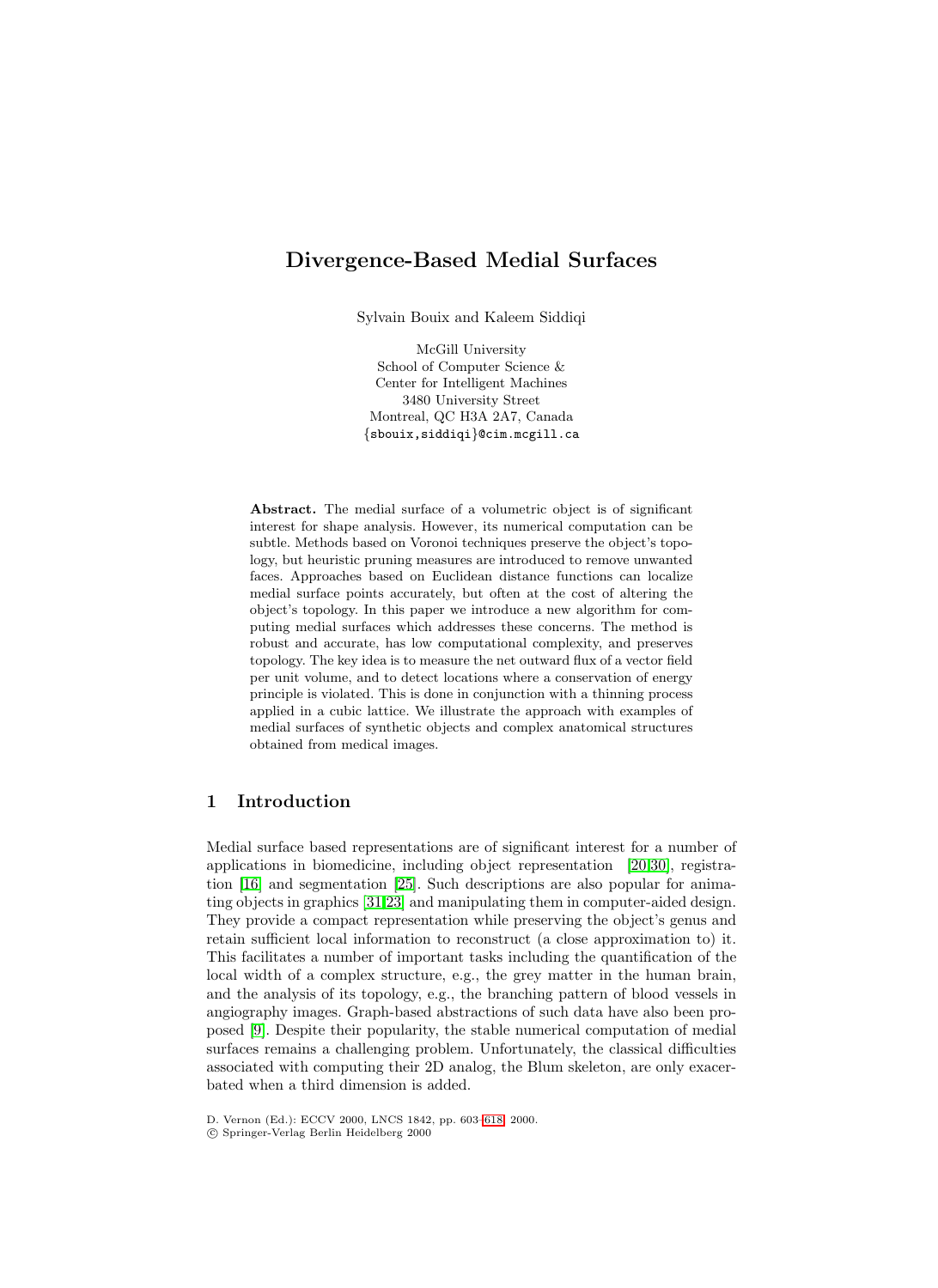# Divergence-Based Medial Surfaces

Sylvain Bouix and Kaleem Siddiqi

McGill University  
School of Computer Science &  
Center for Intelligent Machines  
3480 University Street  
Montreal, QC H3A 2A7, Canada  
{sbouix,siddiqi}@cim.mcgill.ca

**Abstract.** The medial surface of a volumetric object is of significant interest for shape analysis. However, its numerical computation can be subtle. Methods based on Voronoi techniques preserve the object's topology, but heuristic pruning measures are introduced to remove unwanted faces. Approaches based on Euclidean distance functions can localize medial surface points accurately, but often at the cost of altering the object's topology. In this paper we introduce a new algorithm for computing medial surfaces which addresses these concerns. The method is robust and accurate, has low computational complexity, and preserves topology. The key idea is to measure the net outward flux of a vector field per unit volume, and to detect locations where a conservation of energy principle is violated. This is done in conjunction with a thinning process applied in a cubic lattice. We illustrate the approach with examples of medial surfaces of synthetic objects and complex anatomical structures obtained from medical images.

## 1 Introduction

Medial surface based representations are of significant interest for a number of applications in biomedicine, including object representation [20,30], registration [16] and segmentation [25]. Such descriptions are also popular for animating objects in graphics [31,23] and manipulating them in computer-aided design. They provide a compact representation while preserving the object's genus and retain sufficient local information to reconstruct (a close approximation to) it. This facilitates a number of important tasks including the quantification of the local width of a complex structure, e.g., the grey matter in the human brain, and the analysis of its topology, e.g., the branching pattern of blood vessels in angiography images. Graph-based abstractions of such data have also been proposed [9]. Despite their popularity, the stable numerical computation of medial surfaces remains a challenging problem. Unfortunately, the classical difficulties associated with computing their 2D analog, the Blum skeleton, are only exacerbated when a third dimension is added.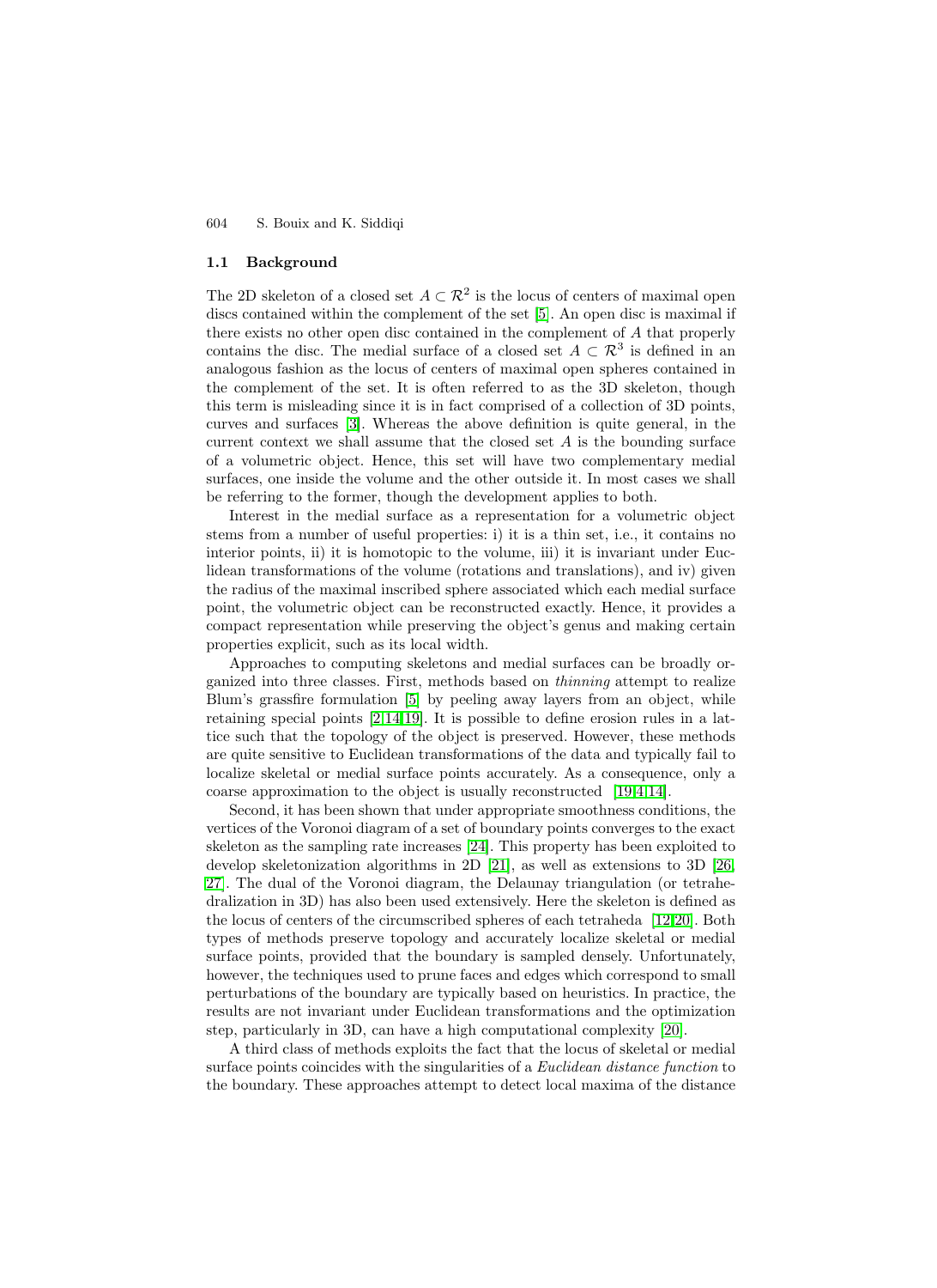### 1.1 Background

The 2D skeleton of a closed set $A \subset \mathcal{R}^2$ is the locus of centers of maximal open discs contained within the complement of the set [5]. An open disc is maximal if there exists no other open disc contained in the complement of $A$ that properly contains the disc. The medial surface of a closed set $A \subset \mathcal{R}^3$ is defined in an analogous fashion as the locus of centers of maximal open spheres contained in the complement of the set. It is often referred to as the 3D skeleton, though this term is misleading since it is in fact comprised of a collection of 3D points, curves and surfaces [3]. Whereas the above definition is quite general, in the current context we shall assume that the closed set $A$ is the bounding surface of a volumetric object. Hence, this set will have two complementary medial surfaces, one inside the volume and the other outside it. In most cases we shall be referring to the former, though the development applies to both.

Interest in the medial surface as a representation for a volumetric object stems from a number of useful properties: i) it is a thin set, i.e., it contains no interior points, ii) it is homotopic to the volume, iii) it is invariant under Euclidean transformations of the volume (rotations and translations), and iv) given the radius of the maximal inscribed sphere associated which each medial surface point, the volumetric object can be reconstructed exactly. Hence, it provides a compact representation while preserving the object's genus and making certain properties explicit, such as its local width.

Approaches to computing skeletons and medial surfaces can be broadly organized into three classes. First, methods based on *thinning* attempt to realize Blum's grassfire formulation [5] by peeling away layers from an object, while retaining special points [2,14,19]. It is possible to define erosion rules in a lattice such that the topology of the object is preserved. However, these methods are quite sensitive to Euclidean transformations of the data and typically fail to localize skeletal or medial surface points accurately. As a consequence, only a coarse approximation to the object is usually reconstructed [19,4,14].

Second, it has been shown that under appropriate smoothness conditions, the vertices of the Voronoi diagram of a set of boundary points converges to the exact skeleton as the sampling rate increases [24]. This property has been exploited to develop skeletonization algorithms in 2D [21], as well as extensions to 3D [26, 27]. The dual of the Voronoi diagram, the Delaunay triangulation (or tetrahedralization in 3D) has also been used extensively. Here the skeleton is defined as the locus of centers of the circumscribed spheres of each tetraheda [12,20]. Both types of methods preserve topology and accurately localize skeletal or medial surface points, provided that the boundary is sampled densely. Unfortunately, however, the techniques used to prune faces and edges which correspond to small perturbations of the boundary are typically based on heuristics. In practice, the results are not invariant under Euclidean transformations and the optimization step, particularly in 3D, can have a high computational complexity [20].

A third class of methods exploits the fact that the locus of skeletal or medial surface points coincides with the singularities of a *Euclidean distance function* to the boundary. These approaches attempt to detect local maxima of the distance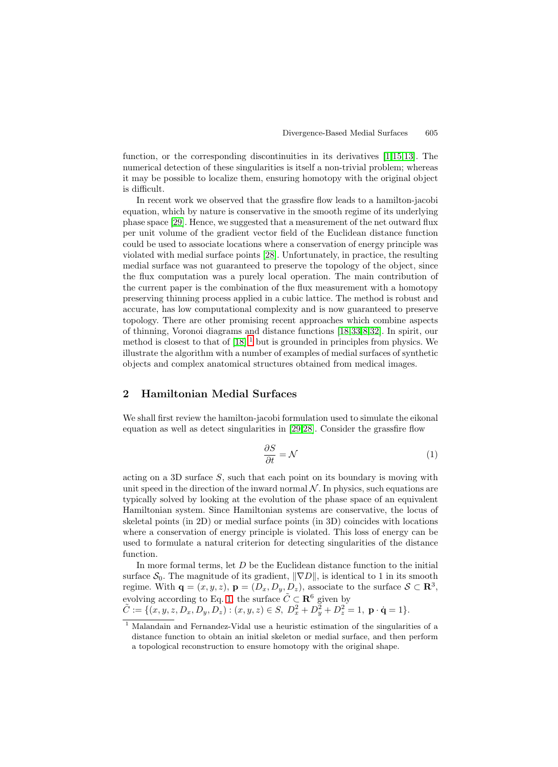function, or the corresponding discontinuities in its derivatives [1,15,13]. The numerical detection of these singularities is itself a non-trivial problem; whereas it may be possible to localize them, ensuring homotopy with the original object is difficult.

In recent work we observed that the grassfire flow leads to a hamilton-jacobi equation, which by nature is conservative in the smooth regime of its underlying phase space [29]. Hence, we suggested that a measurement of the net outward flux per unit volume of the gradient vector field of the Euclidean distance function could be used to associate locations where a conservation of energy principle was violated with medial surface points [28]. Unfortunately, in practice, the resulting medial surface was not guaranteed to preserve the topology of the object, since the flux computation was a purely local operation. The main contribution of the current paper is the combination of the flux measurement with a homotopy preserving thinning process applied in a cubic lattice. The method is robust and accurate, has low computational complexity and is now guaranteed to preserve topology. There are other promising recent approaches which combine aspects of thinning, Voronoi diagrams and distance functions [18,33,8,32]. In spirit, our method is closest to that of [18] [1] but is grounded in principles from physics. We illustrate the algorithm with a number of examples of medial surfaces of synthetic objects and complex anatomical structures obtained from medical images.

## 2 Hamiltonian Medial Surfaces

We shall first review the hamilton-jacobi formulation used to simulate the eikonal equation as well as detect singularities in [29,28]. Consider the grassfire flow

$$\frac{\partial S}{\partial t} = \mathcal{N} \tag{1}$$

acting on a 3D surface $S$, such that each point on its boundary is moving with unit speed in the direction of the inward normal $\mathcal{N}$. In physics, such equations are typically solved by looking at the evolution of the phase space of an equivalent Hamiltonian system. Since Hamiltonian systems are conservative, the locus of skeletal points (in 2D) or medial surface points (in 3D) coincides with locations where a conservation of energy principle is violated. This loss of energy can be used to formulate a natural criterion for detecting singularities of the distance function.

In more formal terms, let $D$ be the Euclidean distance function to the initial surface $\mathcal{S}_0$. The magnitude of its gradient, $\|\nabla D\|$, is identical to 1 in its smooth regime. With $\mathbf{q} = (x, y, z)$, $\mathbf{p} = (D_x, D_y, D_z)$, associate to the surface $\mathcal{S} \subset \mathbf{R}^3$, evolving according to Eq. 1, the surface $\tilde{C} \subset \mathbf{R}^6$ given by
$\tilde{C} := \{(x, y, z, D_x, D_y, D_z) : (x, y, z) \in S,\ D_x^2 + D_y^2 + D_z^2 = 1,\ \mathbf{p} \cdot \dot{\mathbf{q}} = 1\}$.

[1] Malandain and Fernandez-Vidal use a heuristic estimation of the singularities of a distance function to obtain an initial skeleton or medial surface, and then perform a topological reconstruction to ensure homotopy with the original shape.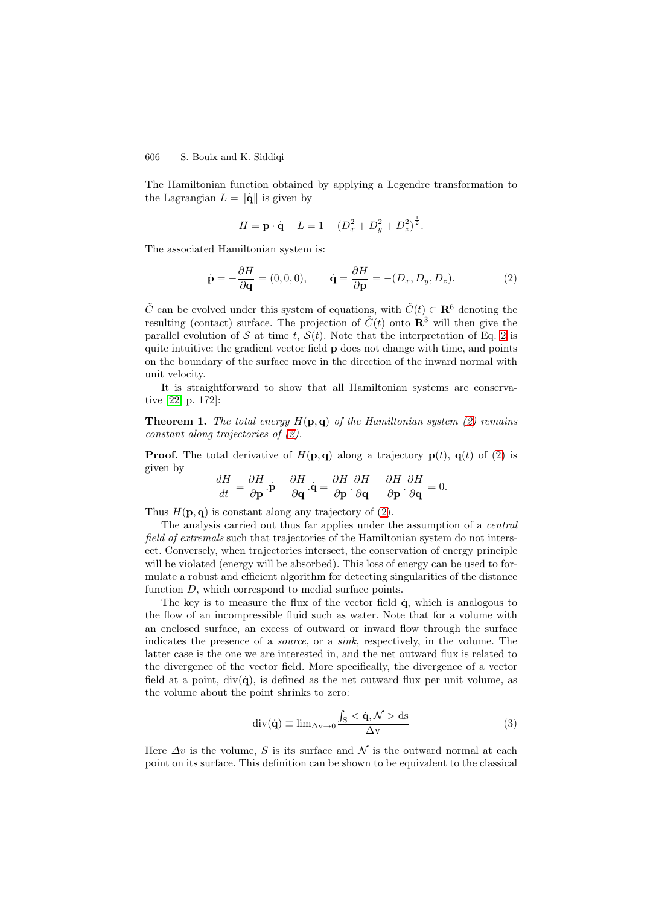The Hamiltonian function obtained by applying a Legendre transformation to the Lagrangian $L = \|\dot{\mathbf{q}}\|$ is given by

$$H = \mathbf{p} \cdot \dot{\mathbf{q}} - L = 1 - (D_x^2 + D_y^2 + D_z^2)^{\frac{1}{2}}.$$

The associated Hamiltonian system is:

$$\dot{\mathbf{p}} = -\frac{\partial H}{\partial \mathbf{q}} = (0, 0, 0), \qquad \dot{\mathbf{q}} = \frac{\partial H}{\partial \mathbf{p}} = -(D_x, D_y, D_z). \tag{2}$$

$\tilde{C}$ can be evolved under this system of equations, with $\tilde{C}(t) \subset \mathbf{R}^6$ denoting the resulting (contact) surface. The projection of $\tilde{C}(t)$ onto $\mathbf{R}^3$ will then give the parallel evolution of $\mathcal{S}$ at time $t$, $\mathcal{S}(t)$. Note that the interpretation of Eq. 2 is quite intuitive: the gradient vector field $\mathbf{p}$ does not change with time, and points on the boundary of the surface move in the direction of the inward normal with unit velocity.

It is straightforward to show that all Hamiltonian systems are conservative [22] p. 172]:

**Theorem 1.** *The total energy $H(\mathbf{p}, \mathbf{q})$ of the Hamiltonian system (2) remains constant along trajectories of (2).*

**Proof.** The total derivative of $H(\mathbf{p}, \mathbf{q})$ along a trajectory $\mathbf{p}(t)$, $\mathbf{q}(t)$ of (2) is given by

$$\frac{dH}{dt} = \frac{\partial H}{\partial \mathbf{p}} . \dot{\mathbf{p}} + \frac{\partial H}{\partial \mathbf{q}} . \dot{\mathbf{q}} = \frac{\partial H}{\partial \mathbf{p}} . \frac{\partial H}{\partial \mathbf{q}} - \frac{\partial H}{\partial \mathbf{p}} . \frac{\partial H}{\partial \mathbf{q}} = 0.$$

Thus $H(\mathbf{p}, \mathbf{q})$ is constant along any trajectory of (2).

The analysis carried out thus far applies under the assumption of a *central field of extremals* such that trajectories of the Hamiltonian system do not intersect. Conversely, when trajectories intersect, the conservation of energy principle will be violated (energy will be absorbed). This loss of energy can be used to formulate a robust and efficient algorithm for detecting singularities of the distance function $D$, which correspond to medial surface points.

The key is to measure the flux of the vector field $\dot{\mathbf{q}}$, which is analogous to the flow of an incompressible fluid such as water. Note that for a volume with an enclosed surface, an excess of outward or inward flow through the surface indicates the presence of a *source*, or a *sink*, respectively, in the volume. The latter case is the one we are interested in, and the net outward flux is related to the divergence of the vector field. More specifically, the divergence of a vector field at a point, $\mathrm{div}(\dot{\mathbf{q}})$, is defined as the net outward flux per unit volume, as the volume about the point shrinks to zero:

$$\mathrm{div}(\dot{\mathbf{q}}) \equiv \lim_{\Delta \mathrm{v} \to 0} \frac{\int_{\mathrm{S}} < \dot{\mathbf{q}}, \mathcal{N} > \mathrm{ds}}{\Delta \mathrm{v}} \tag{3}$$

Here $\Delta v$ is the volume, $S$ is its surface and $\mathcal{N}$ is the outward normal at each point on its surface. This definition can be shown to be equivalent to the classical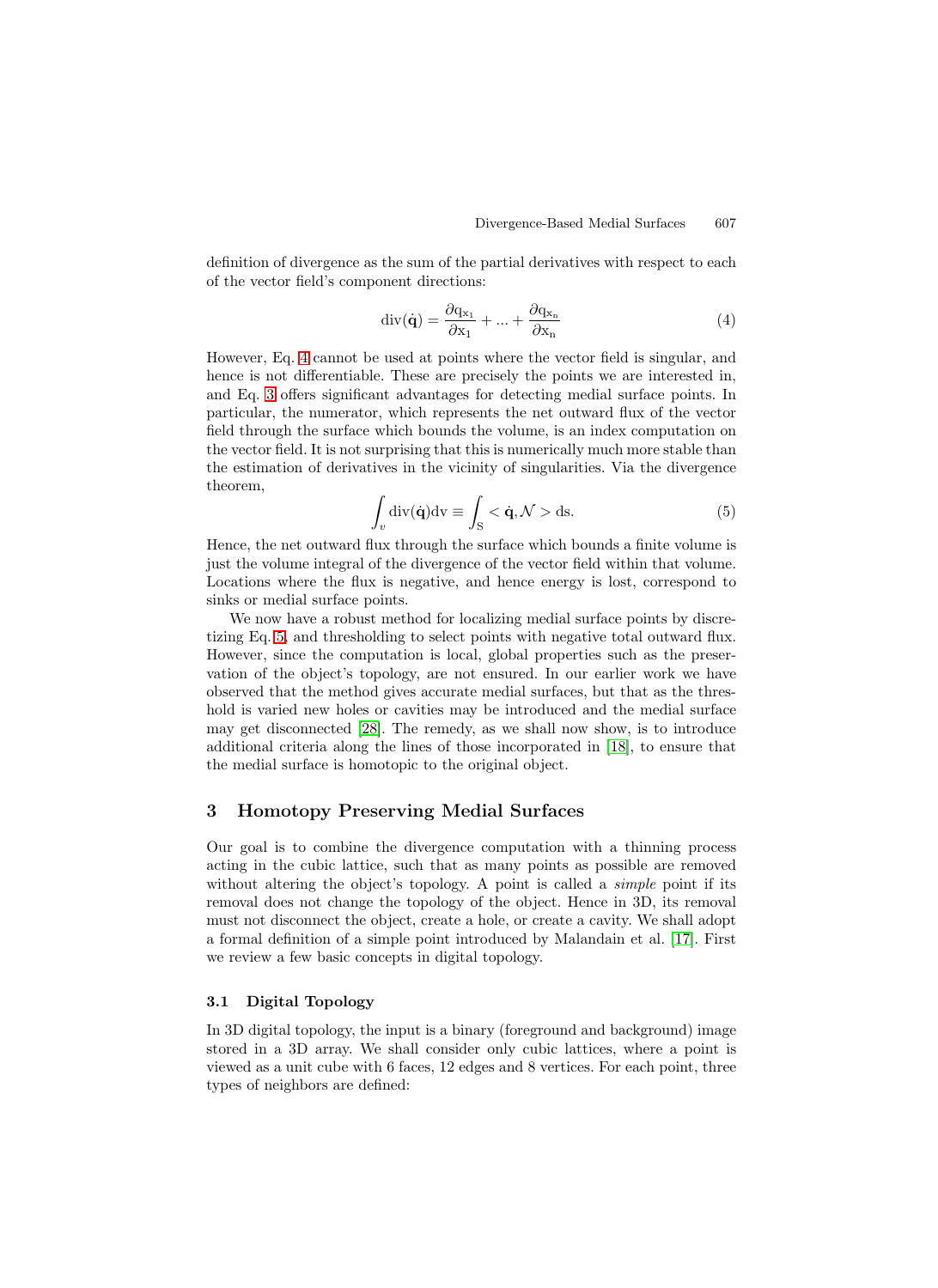definition of divergence as the sum of the partial derivatives with respect to each of the vector field's component directions:

$$\mathrm{div}(\dot{\mathbf{q}}) = \frac{\partial \mathrm{q}_{\mathrm{x}_1}}{\partial \mathrm{x}_1} + ... + \frac{\partial \mathrm{q}_{\mathrm{x}_\mathrm{n}}}{\partial \mathrm{x}_\mathrm{n}} \tag{4}$$

However, Eq. 4 cannot be used at points where the vector field is singular, and hence is not differentiable. These are precisely the points we are interested in, and Eq. 3 offers significant advantages for detecting medial surface points. In particular, the numerator, which represents the net outward flux of the vector field through the surface which bounds the volume, is an index computation on the vector field. It is not surprising that this is numerically much more stable than the estimation of derivatives in the vicinity of singularities. Via the divergence theorem,

$$\int_v \mathrm{div}(\dot{\mathbf{q}}) \mathrm{dv} \equiv \int_{\mathrm{S}} < \dot{\mathbf{q}}, \mathcal{N} > \mathrm{ds}. \tag{5}$$

Hence, the net outward flux through the surface which bounds a finite volume is just the volume integral of the divergence of the vector field within that volume. Locations where the flux is negative, and hence energy is lost, correspond to sinks or medial surface points.

We now have a robust method for localizing medial surface points by discretizing Eq. 5, and thresholding to select points with negative total outward flux. However, since the computation is local, global properties such as the preservation of the object's topology, are not ensured. In our earlier work we have observed that the method gives accurate medial surfaces, but that as the threshold is varied new holes or cavities may be introduced and the medial surface may get disconnected [28]. The remedy, as we shall now show, is to introduce additional criteria along the lines of those incorporated in [18], to ensure that the medial surface is homotopic to the original object.

## 3 Homotopy Preserving Medial Surfaces

Our goal is to combine the divergence computation with a thinning process acting in the cubic lattice, such that as many points as possible are removed without altering the object's topology. A point is called a *simple* point if its removal does not change the topology of the object. Hence in 3D, its removal must not disconnect the object, create a hole, or create a cavity. We shall adopt a formal definition of a simple point introduced by Malandain et al. [17]. First we review a few basic concepts in digital topology.

### 3.1 Digital Topology

In 3D digital topology, the input is a binary (foreground and background) image stored in a 3D array. We shall consider only cubic lattices, where a point is viewed as a unit cube with 6 faces, 12 edges and 8 vertices. For each point, three types of neighbors are defined: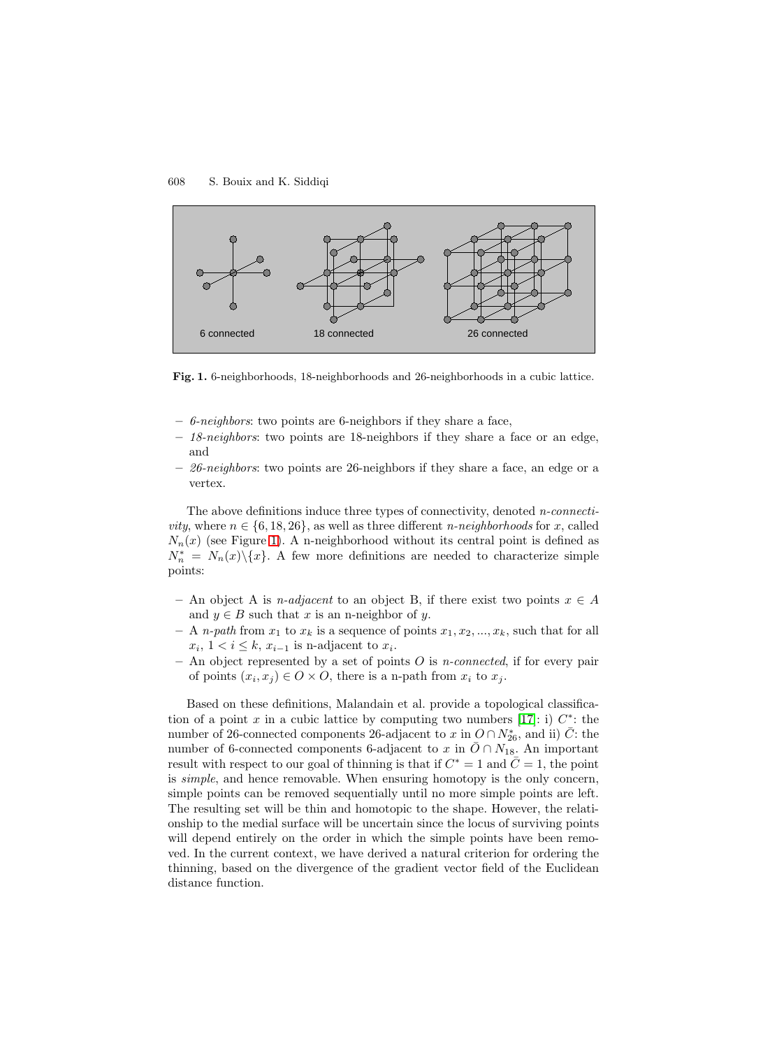6 connected

18 connected

26 connected

**Fig. 1.** 6-neighborhoods, 18-neighborhoods and 26-neighborhoods in a cubic lattice.

- *6-neighbors*: two points are 6-neighbors if they share a face,
- *18-neighbors*: two points are 18-neighbors if they share a face or an edge, and
- *26-neighbors*: two points are 26-neighbors if they share a face, an edge or a vertex.

The above definitions induce three types of connectivity, denoted *n-connectivity*, where $n \in \{6, 18, 26\}$, as well as three different *n-neighborhoods* for $x$, called $N_n(x)$ (see Figure 1). A n-neighborhood without its central point is defined as $N_n^* = N_n(x) \backslash \{x\}$. A few more definitions are needed to characterize simple points:

- An object A is *n-adjacent* to an object B, if there exist two points $x \in A$ and $y \in B$ such that $x$ is an n-neighbor of $y$.
- A *n-path* from $x_1$ to $x_k$ is a sequence of points $x_1, x_2, ..., x_k$, such that for all $x_i$, $1 < i \leq k$, $x_{i-1}$ is n-adjacent to $x_i$.
- An object represented by a set of points $O$ is *n-connected*, if for every pair of points $(x_i, x_j) \in O \times O$, there is a n-path from $x_i$ to $x_j$.

Based on these definitions, Malandain et al. provide a topological classification of a point $x$ in a cubic lattice by computing two numbers [17]: i) $C^*$: the number of 26-connected components 26-adjacent to $x$ in $O \cap N_{26}^*$, and ii) $\bar{C}$: the number of 6-connected components 6-adjacent to $x$ in $\bar{O} \cap N_{18}$. An important result with respect to our goal of thinning is that if $C^* = 1$ and $\bar{C} = 1$, the point is *simple*, and hence removable. When ensuring homotopy is the only concern, simple points can be removed sequentially until no more simple points are left. The resulting set will be thin and homotopic to the shape. However, the relationship to the medial surface will be uncertain since the locus of surviving points will depend entirely on the order in which the simple points have been removed. In the current context, we have derived a natural criterion for ordering the thinning, based on the divergence of the gradient vector field of the Euclidean distance function.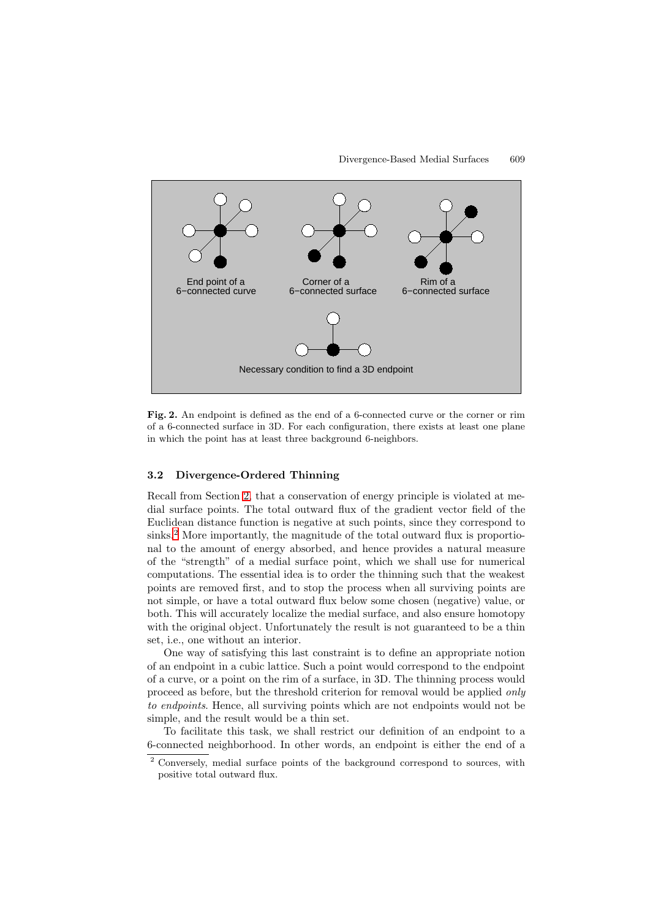End point of a
6−connected curve

Corner of a
6−connected surface

Rim of a
6−connected surface

Necessary condition to find a 3D endpoint

**Fig. 2.** An endpoint is defined as the end of a 6-connected curve or the corner or rim of a 6-connected surface in 3D. For each configuration, there exists at least one plane in which the point has at least three background 6-neighbors.

### 3.2 Divergence-Ordered Thinning

Recall from Section 2 that a conservation of energy principle is violated at medial surface points. The total outward flux of the gradient vector field of the Euclidean distance function is negative at such points, since they correspond to sinks.[2] More importantly, the magnitude of the total outward flux is proportional to the amount of energy absorbed, and hence provides a natural measure of the "strength" of a medial surface point, which we shall use for numerical computations. The essential idea is to order the thinning such that the weakest points are removed first, and to stop the process when all surviving points are not simple, or have a total outward flux below some chosen (negative) value, or both. This will accurately localize the medial surface, and also ensure homotopy with the original object. Unfortunately the result is not guaranteed to be a thin set, i.e., one without an interior.

One way of satisfying this last constraint is to define an appropriate notion of an endpoint in a cubic lattice. Such a point would correspond to the endpoint of a curve, or a point on the rim of a surface, in 3D. The thinning process would proceed as before, but the threshold criterion for removal would be applied *only to endpoints*. Hence, all surviving points which are not endpoints would not be simple, and the result would be a thin set.

To facilitate this task, we shall restrict our definition of an endpoint to a 6-connected neighborhood. In other words, an endpoint is either the end of a

[2] Conversely, medial surface points of the background correspond to sources, with positive total outward flux.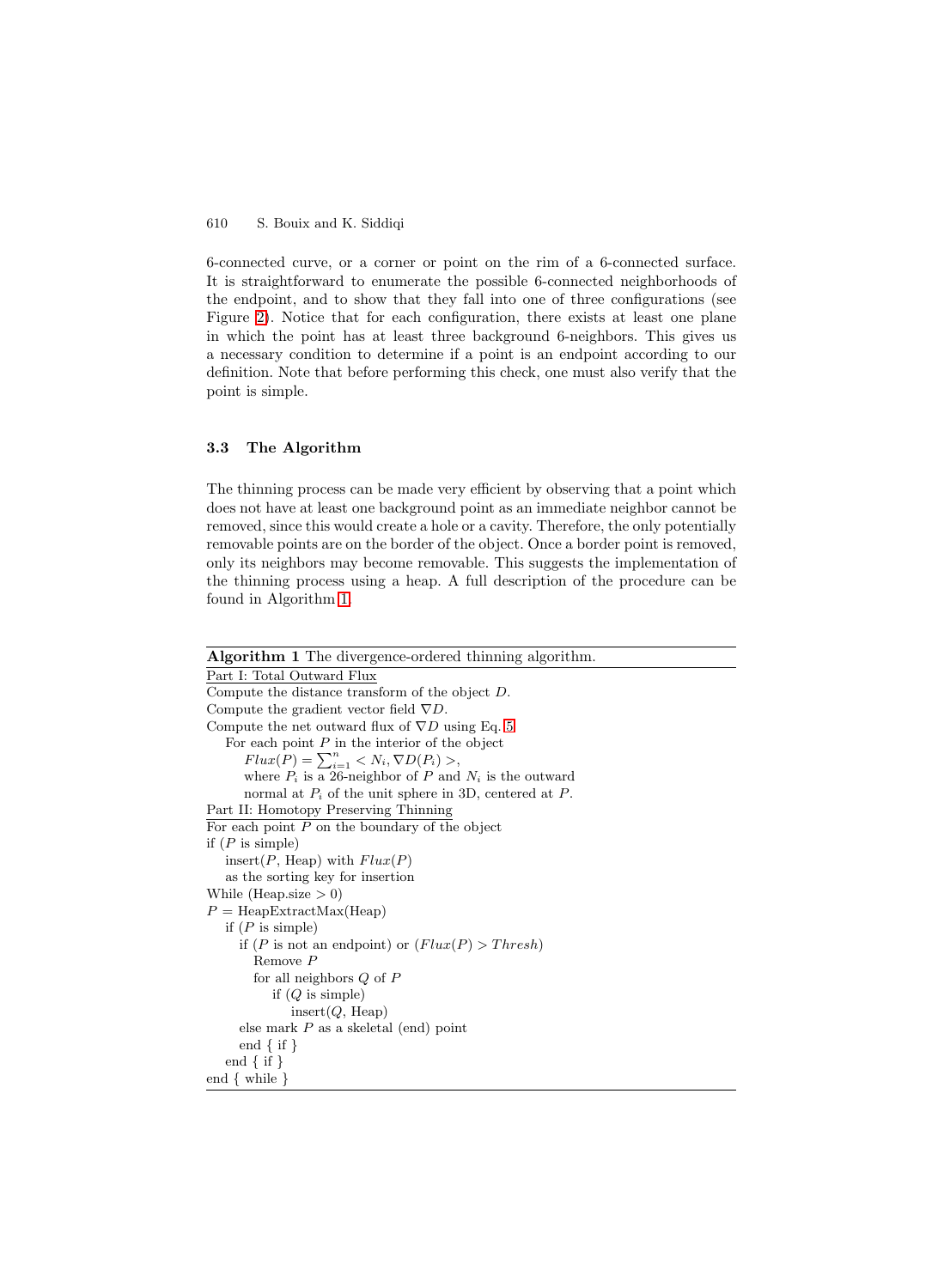6-connected curve, or a corner or point on the rim of a 6-connected surface. It is straightforward to enumerate the possible 6-connected neighborhoods of the endpoint, and to show that they fall into one of three configurations (see Figure 2). Notice that for each configuration, there exists at least one plane in which the point has at least three background 6-neighbors. This gives us a necessary condition to determine if a point is an endpoint according to our definition. Note that before performing this check, one must also verify that the point is simple.

### 3.3 The Algorithm

The thinning process can be made very efficient by observing that a point which does not have at least one background point as an immediate neighbor cannot be removed, since this would create a hole or a cavity. Therefore, the only potentially removable points are on the border of the object. Once a border point is removed, only its neighbors may become removable. This suggests the implementation of the thinning process using a heap. A full description of the procedure can be found in Algorithm 1.

**Algorithm 1** The divergence-ordered thinning algorithm.

Part I: Total Outward Flux

Compute the distance transform of the object $D$.
Compute the gradient vector field $\nabla D$.
Compute the net outward flux of $\nabla D$ using Eq. 5
&nbsp;&nbsp;&nbsp;&nbsp;For each point $P$ in the interior of the object
&nbsp;&nbsp;&nbsp;&nbsp;&nbsp;&nbsp;&nbsp;&nbsp;$Flux(P) = \sum_{i=1}^{n} < N_i, \nabla D(P_i) >$,
&nbsp;&nbsp;&nbsp;&nbsp;&nbsp;&nbsp;&nbsp;&nbsp;where $P_i$ is a 26-neighbor of $P$ and $N_i$ is the outward
&nbsp;&nbsp;&nbsp;&nbsp;&nbsp;&nbsp;&nbsp;&nbsp;normal at $P_i$ of the unit sphere in 3D, centered at $P$.

Part II: Homotopy Preserving Thinning

For each point $P$ on the boundary of the object
if ($P$ is simple)
&nbsp;&nbsp;&nbsp;&nbsp;insert($P$, Heap) with $Flux(P)$
&nbsp;&nbsp;&nbsp;&nbsp;as the sorting key for insertion
While (Heap.size $> 0$)
$P$ = HeapExtractMax(Heap)
&nbsp;&nbsp;&nbsp;&nbsp;if ($P$ is simple)
&nbsp;&nbsp;&nbsp;&nbsp;&nbsp;&nbsp;&nbsp;&nbsp;if ($P$ is not an endpoint) or ($Flux(P) > Thresh$)
&nbsp;&nbsp;&nbsp;&nbsp;&nbsp;&nbsp;&nbsp;&nbsp;&nbsp;&nbsp;&nbsp;&nbsp;Remove $P$
&nbsp;&nbsp;&nbsp;&nbsp;&nbsp;&nbsp;&nbsp;&nbsp;&nbsp;&nbsp;&nbsp;&nbsp;for all neighbors $Q$ of $P$
&nbsp;&nbsp;&nbsp;&nbsp;&nbsp;&nbsp;&nbsp;&nbsp;&nbsp;&nbsp;&nbsp;&nbsp;&nbsp;&nbsp;&nbsp;&nbsp;if ($Q$ is simple)
&nbsp;&nbsp;&nbsp;&nbsp;&nbsp;&nbsp;&nbsp;&nbsp;&nbsp;&nbsp;&nbsp;&nbsp;&nbsp;&nbsp;&nbsp;&nbsp;&nbsp;&nbsp;&nbsp;&nbsp;insert($Q$, Heap)
&nbsp;&nbsp;&nbsp;&nbsp;&nbsp;&nbsp;&nbsp;&nbsp;else mark $P$ as a skeletal (end) point
&nbsp;&nbsp;&nbsp;&nbsp;&nbsp;&nbsp;&nbsp;&nbsp;end { if }
&nbsp;&nbsp;&nbsp;&nbsp;end { if }
end { while }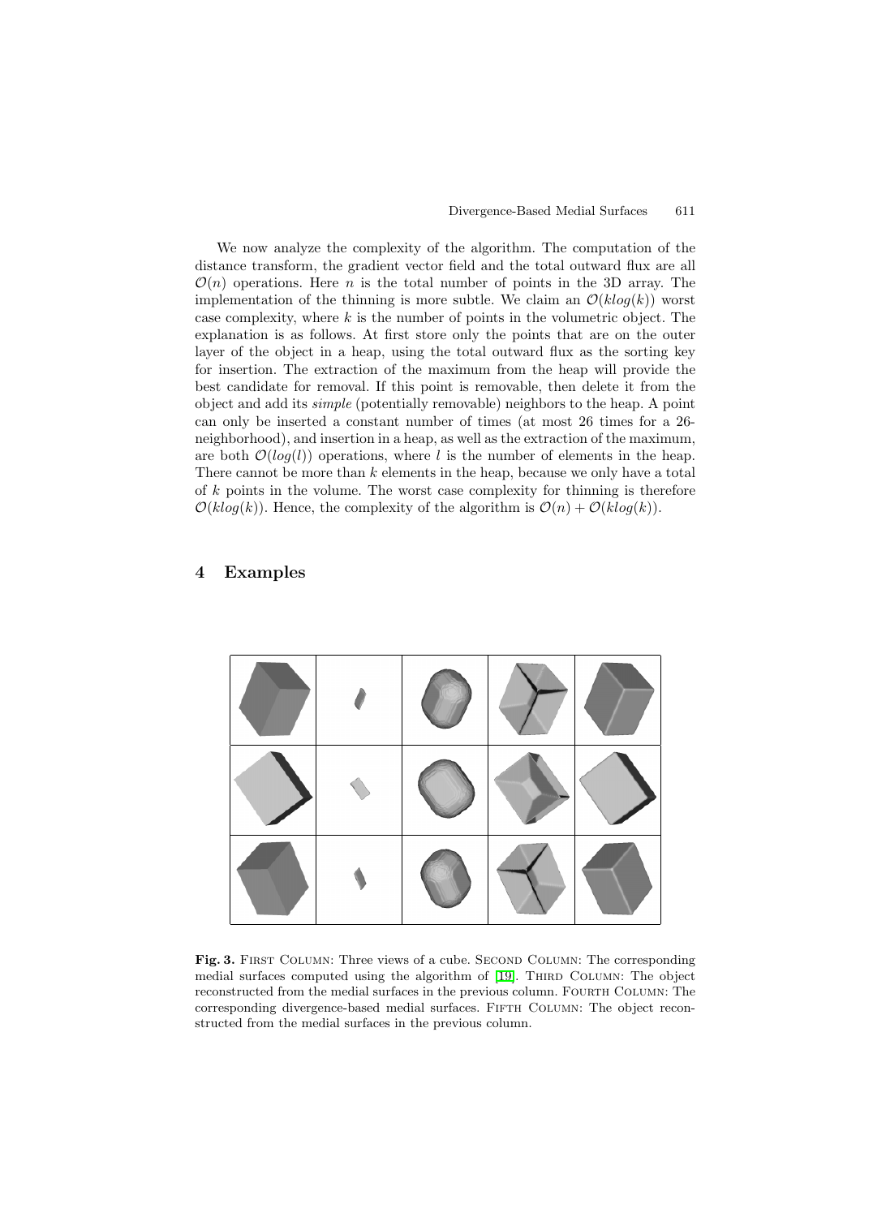We now analyze the complexity of the algorithm. The computation of the distance transform, the gradient vector field and the total outward flux are all $\mathcal{O}(n)$ operations. Here $n$ is the total number of points in the 3D array. The implementation of the thinning is more subtle. We claim an $\mathcal{O}(klog(k))$ worst case complexity, where $k$ is the number of points in the volumetric object. The explanation is as follows. At first store only the points that are on the outer layer of the object in a heap, using the total outward flux as the sorting key for insertion. The extraction of the maximum from the heap will provide the best candidate for removal. If this point is removable, then delete it from the object and add its *simple* (potentially removable) neighbors to the heap. A point can only be inserted a constant number of times (at most 26 times for a 26-neighborhood), and insertion in a heap, as well as the extraction of the maximum, are both $\mathcal{O}(log(l))$ operations, where $l$ is the number of elements in the heap. There cannot be more than $k$ elements in the heap, because we only have a total of $k$ points in the volume. The worst case complexity for thinning is therefore $\mathcal{O}(klog(k))$. Hence, the complexity of the algorithm is $\mathcal{O}(n) + \mathcal{O}(klog(k))$.

## 4 Examples

**Fig. 3.** First Column: Three views of a cube. Second Column: The corresponding medial surfaces computed using the algorithm of [19]. Third Column: The object reconstructed from the medial surfaces in the previous column. Fourth Column: The corresponding divergence-based medial surfaces. Fifth Column: The object reconstructed from the medial surfaces in the previous column.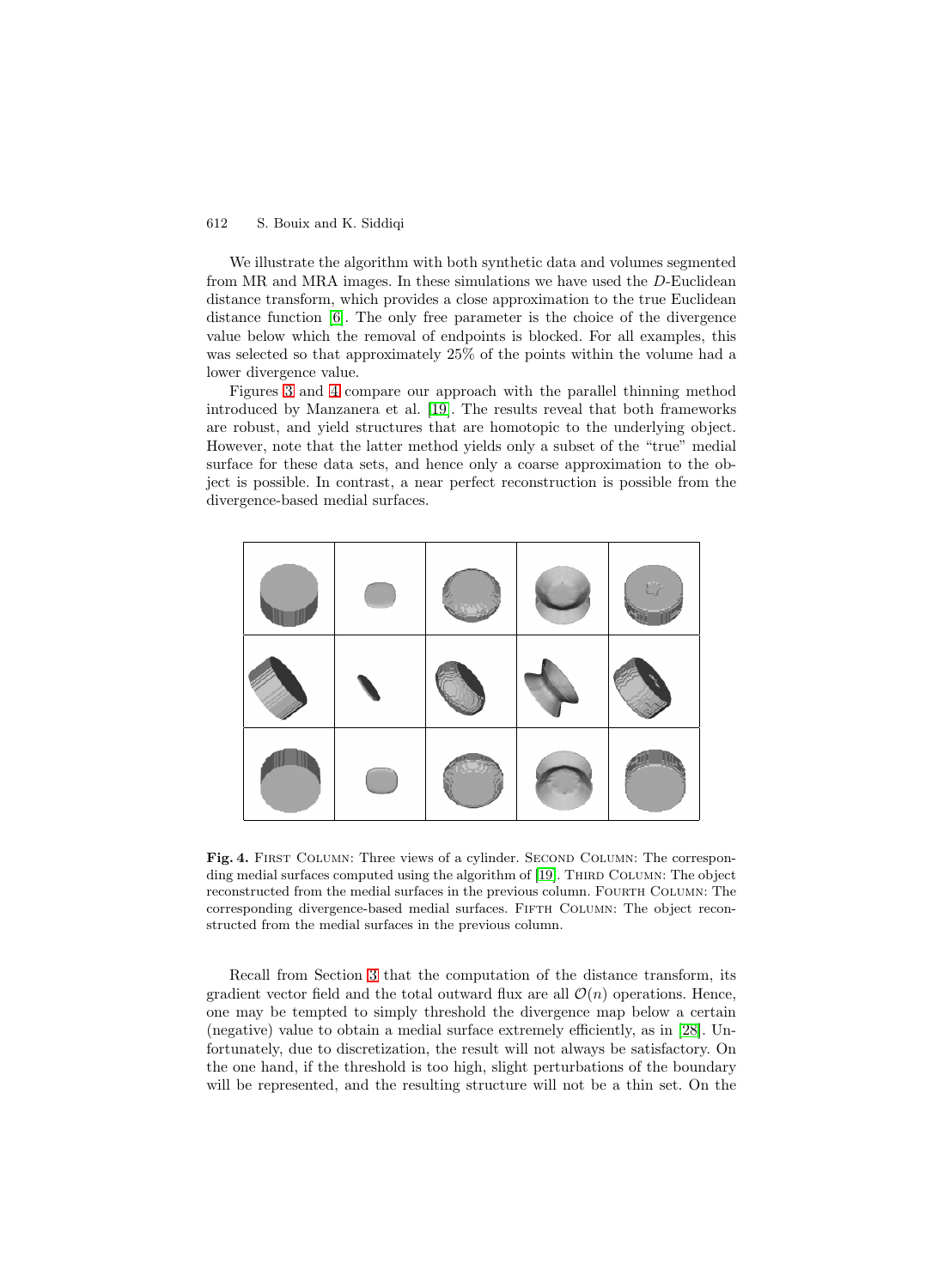We illustrate the algorithm with both synthetic data and volumes segmented from MR and MRA images. In these simulations we have used the $D$-Euclidean distance transform, which provides a close approximation to the true Euclidean distance function [6]. The only free parameter is the choice of the divergence value below which the removal of endpoints is blocked. For all examples, this was selected so that approximately 25% of the points within the volume had a lower divergence value.

Figures 3 and 4 compare our approach with the parallel thinning method introduced by Manzanera et al. [19]. The results reveal that both frameworks are robust, and yield structures that are homotopic to the underlying object. However, note that the latter method yields only a subset of the "true" medial surface for these data sets, and hence only a coarse approximation to the object is possible. In contrast, a near perfect reconstruction is possible from the divergence-based medial surfaces.

**Fig. 4.** First Column: Three views of a cylinder. Second Column: The corresponding medial surfaces computed using the algorithm of [19]. Third Column: The object reconstructed from the medial surfaces in the previous column. Fourth Column: The corresponding divergence-based medial surfaces. Fifth Column: The object reconstructed from the medial surfaces in the previous column.

Recall from Section 3 that the computation of the distance transform, its gradient vector field and the total outward flux are all $\mathcal{O}(n)$ operations. Hence, one may be tempted to simply threshold the divergence map below a certain (negative) value to obtain a medial surface extremely efficiently, as in [28]. Unfortunately, due to discretization, the result will not always be satisfactory. On the one hand, if the threshold is too high, slight perturbations of the boundary will be represented, and the resulting structure will not be a thin set. On the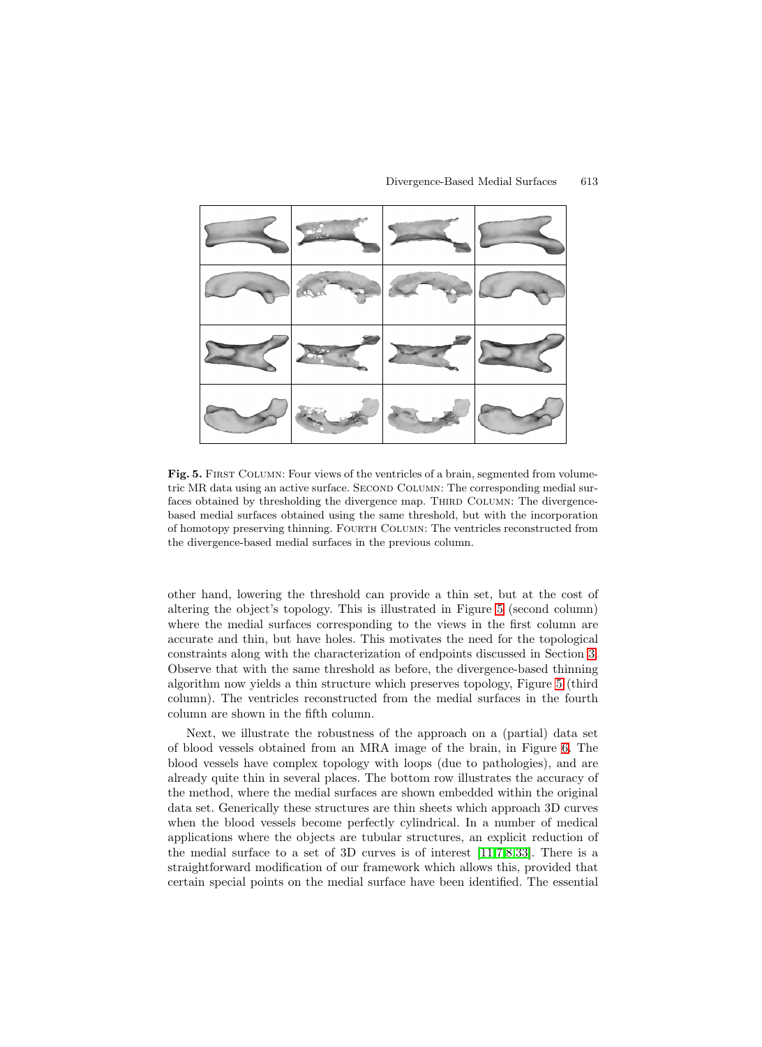**Fig. 5.** First Column: Four views of the ventricles of a brain, segmented from volumetric MR data using an active surface. Second Column: The corresponding medial surfaces obtained by thresholding the divergence map. Third Column: The divergence-based medial surfaces obtained using the same threshold, but with the incorporation of homotopy preserving thinning. Fourth Column: The ventricles reconstructed from the divergence-based medial surfaces in the previous column.

other hand, lowering the threshold can provide a thin set, but at the cost of altering the object's topology. This is illustrated in Figure 5 (second column) where the medial surfaces corresponding to the views in the first column are accurate and thin, but have holes. This motivates the need for the topological constraints along with the characterization of endpoints discussed in Section 3. Observe that with the same threshold as before, the divergence-based thinning algorithm now yields a thin structure which preserves topology, Figure 5 (third column). The ventricles reconstructed from the medial surfaces in the fourth column are shown in the fifth column.

Next, we illustrate the robustness of the approach on a (partial) data set of blood vessels obtained from an MRA image of the brain, in Figure 6. The blood vessels have complex topology with loops (due to pathologies), and are already quite thin in several places. The bottom row illustrates the accuracy of the method, where the medial surfaces are shown embedded within the original data set. Generically these structures are thin sheets which approach 3D curves when the blood vessels become perfectly cylindrical. In a number of medical applications where the objects are tubular structures, an explicit reduction of the medial surface to a set of 3D curves is of interest [11,7,8,33]. There is a straightforward modification of our framework which allows this, provided that certain special points on the medial surface have been identified. The essential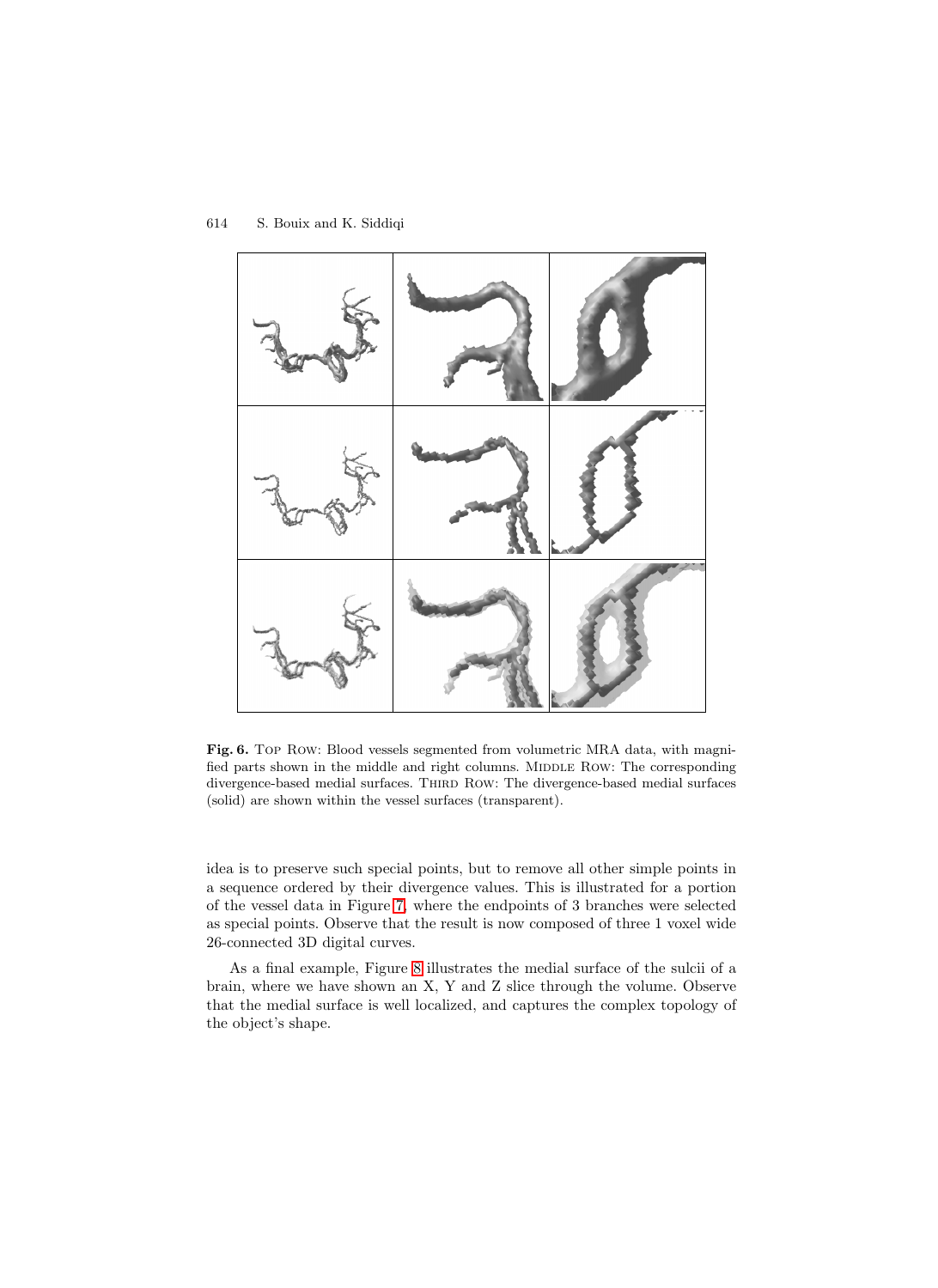**Fig. 6.** Top Row: Blood vessels segmented from volumetric MRA data, with magnified parts shown in the middle and right columns. Middle Row: The corresponding divergence-based medial surfaces. Third Row: The divergence-based medial surfaces (solid) are shown within the vessel surfaces (transparent).

idea is to preserve such special points, but to remove all other simple points in a sequence ordered by their divergence values. This is illustrated for a portion of the vessel data in Figure 7, where the endpoints of 3 branches were selected as special points. Observe that the result is now composed of three 1 voxel wide 26-connected 3D digital curves.

As a final example, Figure 8 illustrates the medial surface of the sulcii of a brain, where we have shown an X, Y and Z slice through the volume. Observe that the medial surface is well localized, and captures the complex topology of the object's shape.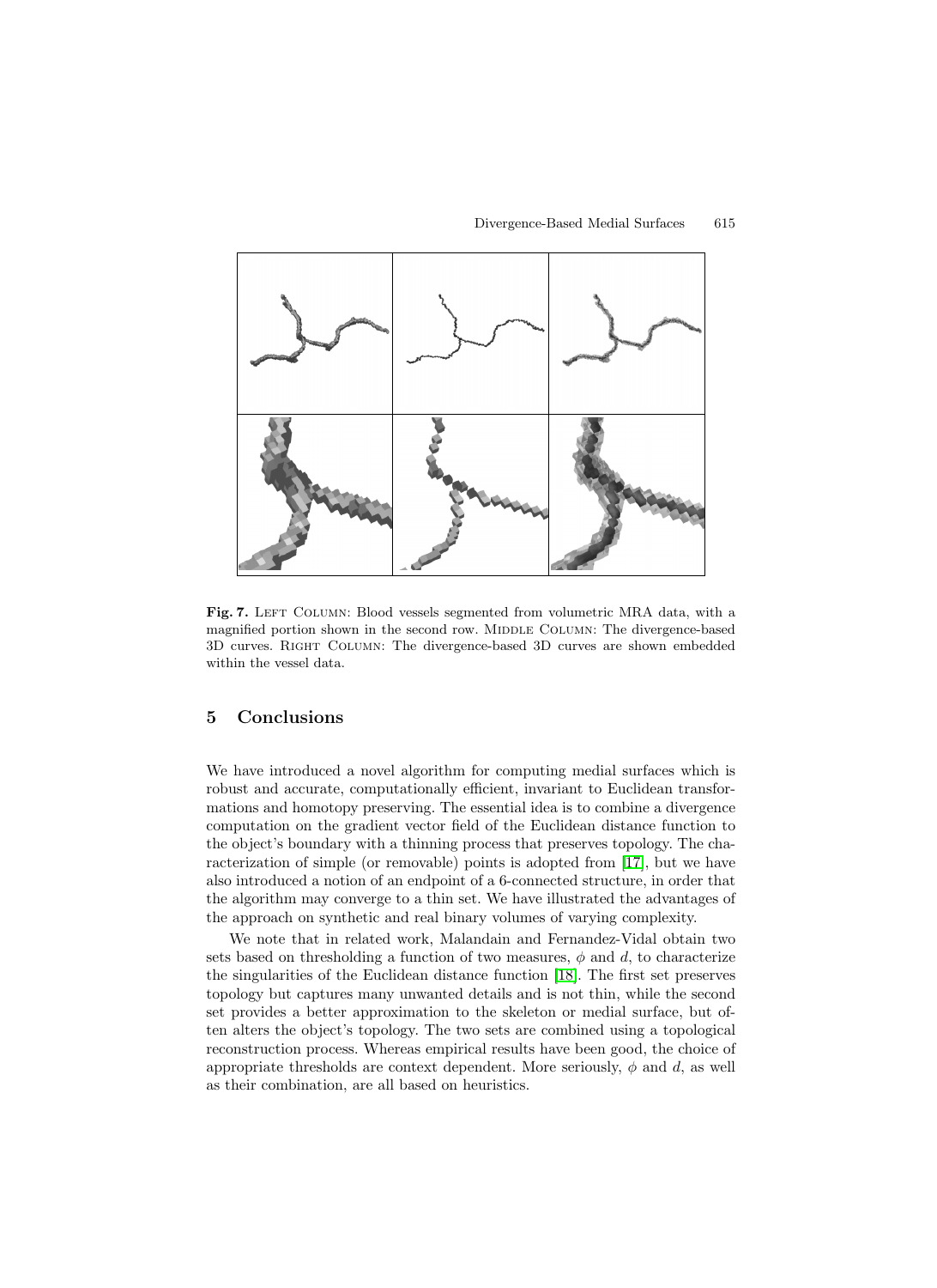**Fig. 7.** LEFT COLUMN: Blood vessels segmented from volumetric MRA data, with a magnified portion shown in the second row. MIDDLE COLUMN: The divergence-based 3D curves. RIGHT COLUMN: The divergence-based 3D curves are shown embedded within the vessel data.

## 5 Conclusions

We have introduced a novel algorithm for computing medial surfaces which is robust and accurate, computationally efficient, invariant to Euclidean transformations and homotopy preserving. The essential idea is to combine a divergence computation on the gradient vector field of the Euclidean distance function to the object's boundary with a thinning process that preserves topology. The characterization of simple (or removable) points is adopted from [17], but we have also introduced a notion of an endpoint of a 6-connected structure, in order that the algorithm may converge to a thin set. We have illustrated the advantages of the approach on synthetic and real binary volumes of varying complexity.

We note that in related work, Malandain and Fernandez-Vidal obtain two sets based on thresholding a function of two measures, $\phi$ and $d$, to characterize the singularities of the Euclidean distance function [18]. The first set preserves topology but captures many unwanted details and is not thin, while the second set provides a better approximation to the skeleton or medial surface, but often alters the object's topology. The two sets are combined using a topological reconstruction process. Whereas empirical results have been good, the choice of appropriate thresholds are context dependent. More seriously, $\phi$ and $d$, as well as their combination, are all based on heuristics.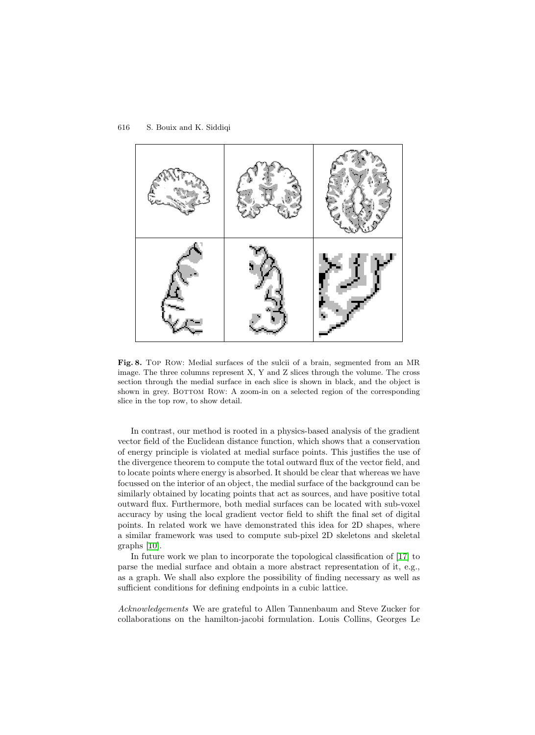**Fig. 8.** Top Row: Medial surfaces of the sulcii of a brain, segmented from an MR image. The three columns represent X, Y and Z slices through the volume. The cross section through the medial surface in each slice is shown in black, and the object is shown in grey. Bottom Row: A zoom-in on a selected region of the corresponding slice in the top row, to show detail.

In contrast, our method is rooted in a physics-based analysis of the gradient vector field of the Euclidean distance function, which shows that a conservation of energy principle is violated at medial surface points. This justifies the use of the divergence theorem to compute the total outward flux of the vector field, and to locate points where energy is absorbed. It should be clear that whereas we have focussed on the interior of an object, the medial surface of the background can be similarly obtained by locating points that act as sources, and have positive total outward flux. Furthermore, both medial surfaces can be located with sub-voxel accuracy by using the local gradient vector field to shift the final set of digital points. In related work we have demonstrated this idea for 2D shapes, where a similar framework was used to compute sub-pixel 2D skeletons and skeletal graphs [10].

In future work we plan to incorporate the topological classification of [17] to parse the medial surface and obtain a more abstract representation of it, e.g., as a graph. We shall also explore the possibility of finding necessary as well as sufficient conditions for defining endpoints in a cubic lattice.

*Acknowledgements* We are grateful to Allen Tannenbaum and Steve Zucker for collaborations on the hamilton-jacobi formulation. Louis Collins, Georges Le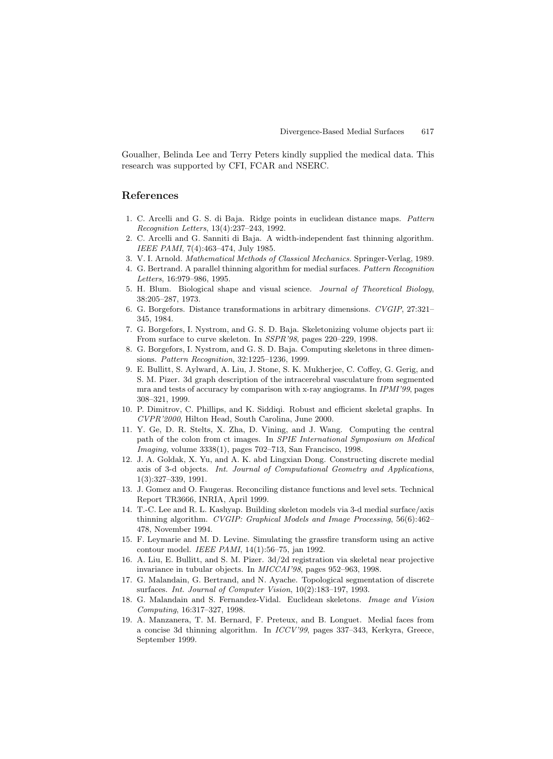Goualher, Belinda Lee and Terry Peters kindly supplied the medical data. This research was supported by CFI, FCAR and NSERC.

## References

1. C. Arcelli and G. S. di Baja. Ridge points in euclidean distance maps. *Pattern Recognition Letters*, 13(4):237–243, 1992.
2. C. Arcelli and G. Sanniti di Baja. A width-independent fast thinning algorithm. *IEEE PAMI*, 7(4):463–474, July 1985.
3. V. I. Arnold. *Mathematical Methods of Classical Mechanics*. Springer-Verlag, 1989.
4. G. Bertrand. A parallel thinning algorithm for medial surfaces. *Pattern Recognition Letters*, 16:979–986, 1995.
5. H. Blum. Biological shape and visual science. *Journal of Theoretical Biology*, 38:205–287, 1973.
6. G. Borgefors. Distance transformations in arbitrary dimensions. *CVGIP*, 27:321–345, 1984.
7. G. Borgefors, I. Nystrom, and G. S. D. Baja. Skeletonizing volume objects part ii: From surface to curve skeleton. In *SSPR'98*, pages 220–229, 1998.
8. G. Borgefors, I. Nystrom, and G. S. D. Baja. Computing skeletons in three dimensions. *Pattern Recognition*, 32:1225–1236, 1999.
9. E. Bullitt, S. Aylward, A. Liu, J. Stone, S. K. Mukherjee, C. Coffey, G. Gerig, and S. M. Pizer. 3d graph description of the intracerebral vasculature from segmented mra and tests of accuracy by comparison with x-ray angiograms. In *IPMI'99*, pages 308–321, 1999.
10. P. Dimitrov, C. Phillips, and K. Siddiqi. Robust and efficient skeletal graphs. In *CVPR'2000*, Hilton Head, South Carolina, June 2000.
11. Y. Ge, D. R. Stelts, X. Zha, D. Vining, and J. Wang. Computing the central path of the colon from ct images. In *SPIE International Symposium on Medical Imaging*, volume 3338(1), pages 702–713, San Francisco, 1998.
12. J. A. Goldak, X. Yu, and A. K. abd Lingxian Dong. Constructing discrete medial axis of 3-d objects. *Int. Journal of Computational Geometry and Applications*, 1(3):327–339, 1991.
13. J. Gomez and O. Faugeras. Reconciling distance functions and level sets. Technical Report TR3666, INRIA, April 1999.
14. T.-C. Lee and R. L. Kashyap. Building skeleton models via 3-d medial surface/axis thinning algorithm. *CVGIP: Graphical Models and Image Processing*, 56(6):462–478, November 1994.
15. F. Leymarie and M. D. Levine. Simulating the grassfire transform using an active contour model. *IEEE PAMI*, 14(1):56–75, jan 1992.
16. A. Liu, E. Bullitt, and S. M. Pizer. 3d/2d registration via skeletal near projective invariance in tubular objects. In *MICCAI'98*, pages 952–963, 1998.
17. G. Malandain, G. Bertrand, and N. Ayache. Topological segmentation of discrete surfaces. *Int. Journal of Computer Vision*, 10(2):183–197, 1993.
18. G. Malandain and S. Fernandez-Vidal. Euclidean skeletons. *Image and Vision Computing*, 16:317–327, 1998.
19. A. Manzanera, T. M. Bernard, F. Preteux, and B. Longuet. Medial faces from a concise 3d thinning algorithm. In *ICCV'99*, pages 337–343, Kerkyra, Greece, September 1999.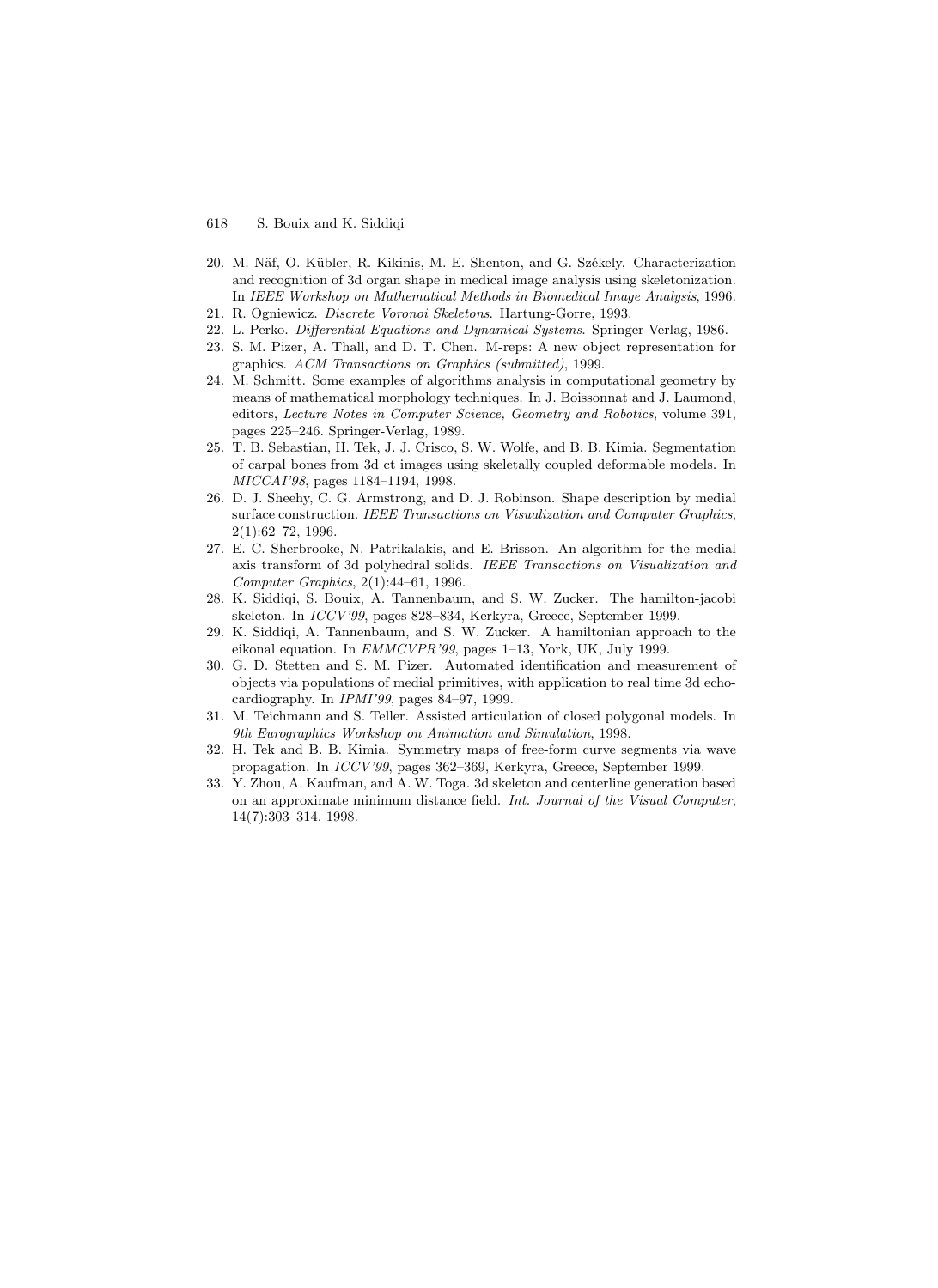20. M. Näf, O. Kübler, R. Kikinis, M. E. Shenton, and G. Székely. Characterization and recognition of 3d organ shape in medical image analysis using skeletonization. In *IEEE Workshop on Mathematical Methods in Biomedical Image Analysis*, 1996.
21. R. Ogniewicz. *Discrete Voronoi Skeletons*. Hartung-Gorre, 1993.
22. L. Perko. *Differential Equations and Dynamical Systems*. Springer-Verlag, 1986.
23. S. M. Pizer, A. Thall, and D. T. Chen. M-reps: A new object representation for graphics. *ACM Transactions on Graphics (submitted)*, 1999.
24. M. Schmitt. Some examples of algorithms analysis in computational geometry by means of mathematical morphology techniques. In J. Boissonnat and J. Laumond, editors, *Lecture Notes in Computer Science, Geometry and Robotics*, volume 391, pages 225–246. Springer-Verlag, 1989.
25. T. B. Sebastian, H. Tek, J. J. Crisco, S. W. Wolfe, and B. B. Kimia. Segmentation of carpal bones from 3d ct images using skeletally coupled deformable models. In *MICCAI'98*, pages 1184–1194, 1998.
26. D. J. Sheehy, C. G. Armstrong, and D. J. Robinson. Shape description by medial surface construction. *IEEE Transactions on Visualization and Computer Graphics*, 2(1):62–72, 1996.
27. E. C. Sherbrooke, N. Patrikalakis, and E. Brisson. An algorithm for the medial axis transform of 3d polyhedral solids. *IEEE Transactions on Visualization and Computer Graphics*, 2(1):44–61, 1996.
28. K. Siddiqi, S. Bouix, A. Tannenbaum, and S. W. Zucker. The hamilton-jacobi skeleton. In *ICCV'99*, pages 828–834, Kerkyra, Greece, September 1999.
29. K. Siddiqi, A. Tannenbaum, and S. W. Zucker. A hamiltonian approach to the eikonal equation. In *EMMCVPR'99*, pages 1–13, York, UK, July 1999.
30. G. D. Stetten and S. M. Pizer. Automated identification and measurement of objects via populations of medial primitives, with application to real time 3d echocardiography. In *IPMI'99*, pages 84–97, 1999.
31. M. Teichmann and S. Teller. Assisted articulation of closed polygonal models. In *9th Eurographics Workshop on Animation and Simulation*, 1998.
32. H. Tek and B. B. Kimia. Symmetry maps of free-form curve segments via wave propagation. In *ICCV'99*, pages 362–369, Kerkyra, Greece, September 1999.
33. Y. Zhou, A. Kaufman, and A. W. Toga. 3d skeleton and centerline generation based on an approximate minimum distance field. *Int. Journal of the Visual Computer*, 14(7):303–314, 1998.